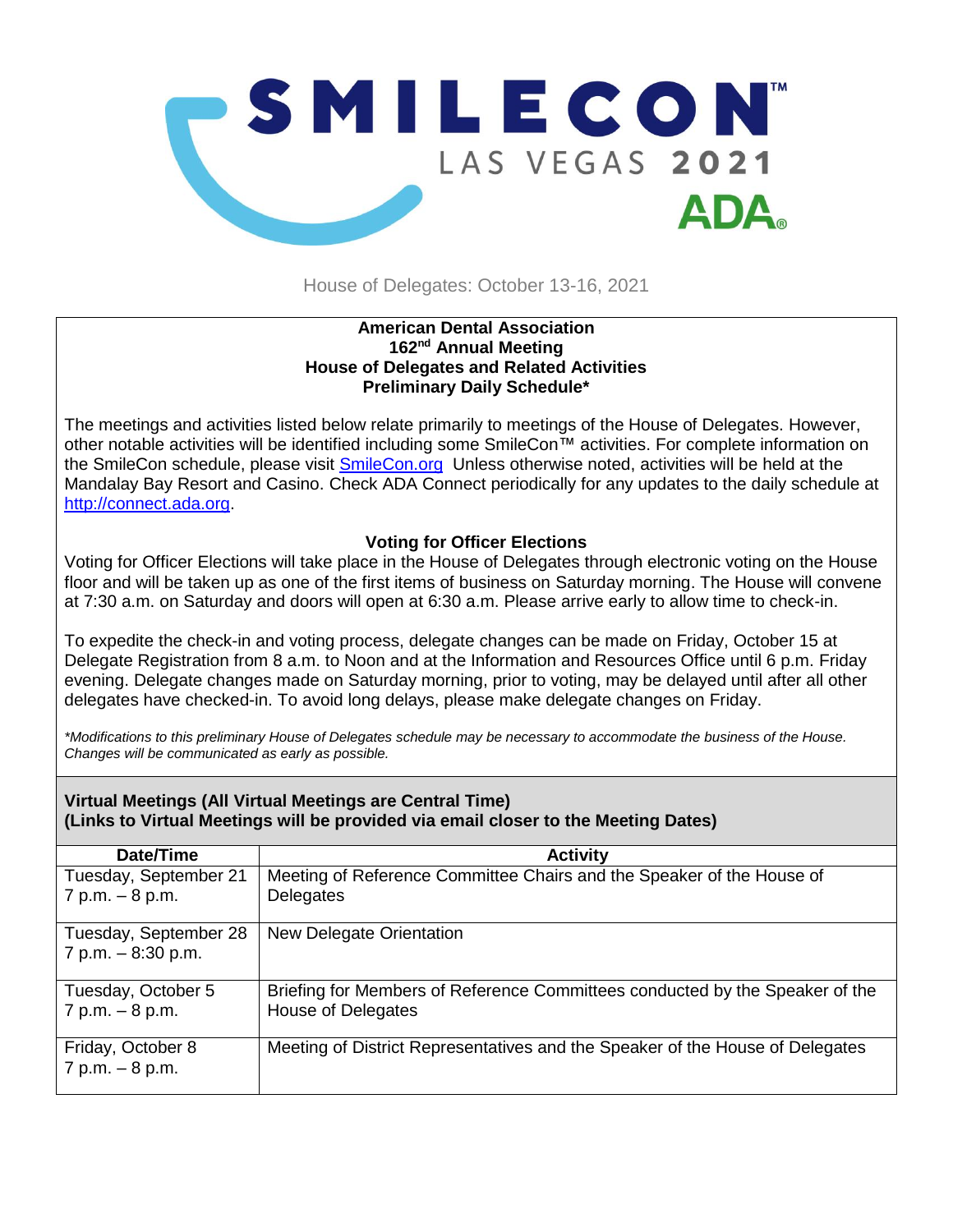SMILECON™ LAS VEGAS 2021 ADA®

House of Delegates: October 13-16, 2021

**American Dental Association**
**162nd Annual Meeting**
**House of Delegates and Related Activities**
**Preliminary Daily Schedule***

The meetings and activities listed below relate primarily to meetings of the House of Delegates. However, other notable activities will be identified including some SmileCon™ activities. For complete information on the SmileCon schedule, please visit [SmileCon.org](SmileCon.org) Unless otherwise noted, activities will be held at the Mandalay Bay Resort and Casino. Check ADA Connect periodically for any updates to the daily schedule at [http://connect.ada.org](http://connect.ada.org).

### Voting for Officer Elections

Voting for Officer Elections will take place in the House of Delegates through electronic voting on the House floor and will be taken up as one of the first items of business on Saturday morning. The House will convene at 7:30 a.m. on Saturday and doors will open at 6:30 a.m. Please arrive early to allow time to check-in.

To expedite the check-in and voting process, delegate changes can be made on Friday, October 15 at Delegate Registration from 8 a.m. to Noon and at the Information and Resources Office until 6 p.m. Friday evening. Delegate changes made on Saturday morning, prior to voting, may be delayed until after all other delegates have checked-in. To avoid long delays, please make delegate changes on Friday.

*\*Modifications to this preliminary House of Delegates schedule may be necessary to accommodate the business of the House. Changes will be communicated as early as possible.*

**Virtual Meetings (All Virtual Meetings are Central Time)**
**(Links to Virtual Meetings will be provided via email closer to the Meeting Dates)**

| Date/Time | Activity |
|---|---|
| Tuesday, September 21<br>7 p.m. – 8 p.m. | Meeting of Reference Committee Chairs and the Speaker of the House of Delegates |
| Tuesday, September 28<br>7 p.m. – 8:30 p.m. | New Delegate Orientation |
| Tuesday, October 5<br>7 p.m. – 8 p.m. | Briefing for Members of Reference Committees conducted by the Speaker of the House of Delegates |
| Friday, October 8<br>7 p.m. – 8 p.m. | Meeting of District Representatives and the Speaker of the House of Delegates |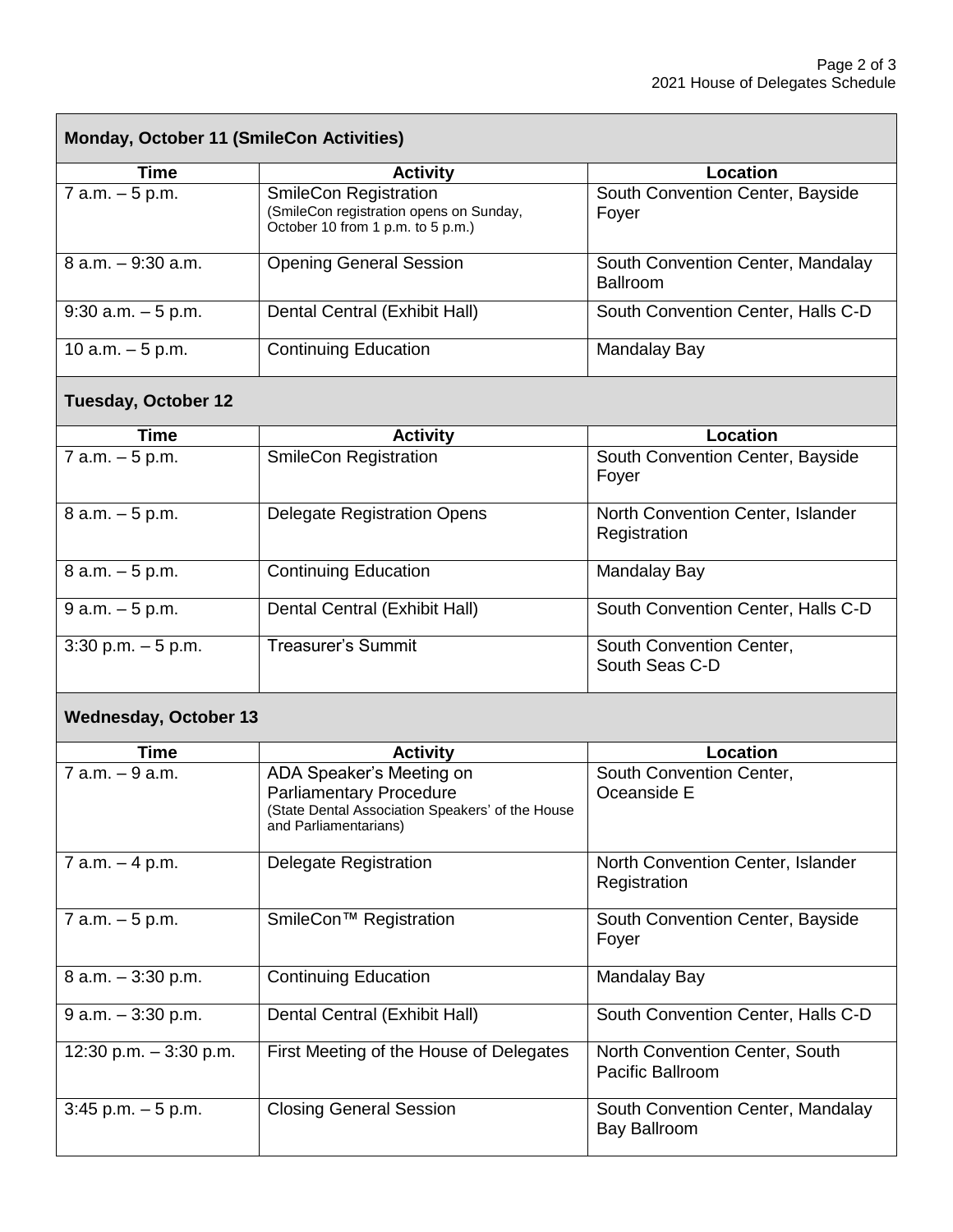## Monday, October 11 (SmileCon Activities)

| Time | Activity | Location |
|---|---|---|
| 7 a.m. – 5 p.m. | SmileCon Registration (SmileCon registration opens on Sunday, October 10 from 1 p.m. to 5 p.m.) | South Convention Center, Bayside Foyer |
| 8 a.m. – 9:30 a.m. | Opening General Session | South Convention Center, Mandalay Ballroom |
| 9:30 a.m. – 5 p.m. | Dental Central (Exhibit Hall) | South Convention Center, Halls C-D |
| 10 a.m. – 5 p.m. | Continuing Education | Mandalay Bay |

## Tuesday, October 12

| Time | Activity | Location |
|---|---|---|
| 7 a.m. – 5 p.m. | SmileCon Registration | South Convention Center, Bayside Foyer |
| 8 a.m. – 5 p.m. | Delegate Registration Opens | North Convention Center, Islander Registration |
| 8 a.m. – 5 p.m. | Continuing Education | Mandalay Bay |
| 9 a.m. – 5 p.m. | Dental Central (Exhibit Hall) | South Convention Center, Halls C-D |
| 3:30 p.m. – 5 p.m. | Treasurer's Summit | South Convention Center, South Seas C-D |

## Wednesday, October 13

| Time | Activity | Location |
|---|---|---|
| 7 a.m. – 9 a.m. | ADA Speaker's Meeting on Parliamentary Procedure (State Dental Association Speakers' of the House and Parliamentarians) | South Convention Center, Oceanside E |
| 7 a.m. – 4 p.m. | Delegate Registration | North Convention Center, Islander Registration |
| 7 a.m. – 5 p.m. | SmileCon™ Registration | South Convention Center, Bayside Foyer |
| 8 a.m. – 3:30 p.m. | Continuing Education | Mandalay Bay |
| 9 a.m. – 3:30 p.m. | Dental Central (Exhibit Hall) | South Convention Center, Halls C-D |
| 12:30 p.m. – 3:30 p.m. | First Meeting of the House of Delegates | North Convention Center, South Pacific Ballroom |
| 3:45 p.m. – 5 p.m. | Closing General Session | South Convention Center, Mandalay Bay Ballroom |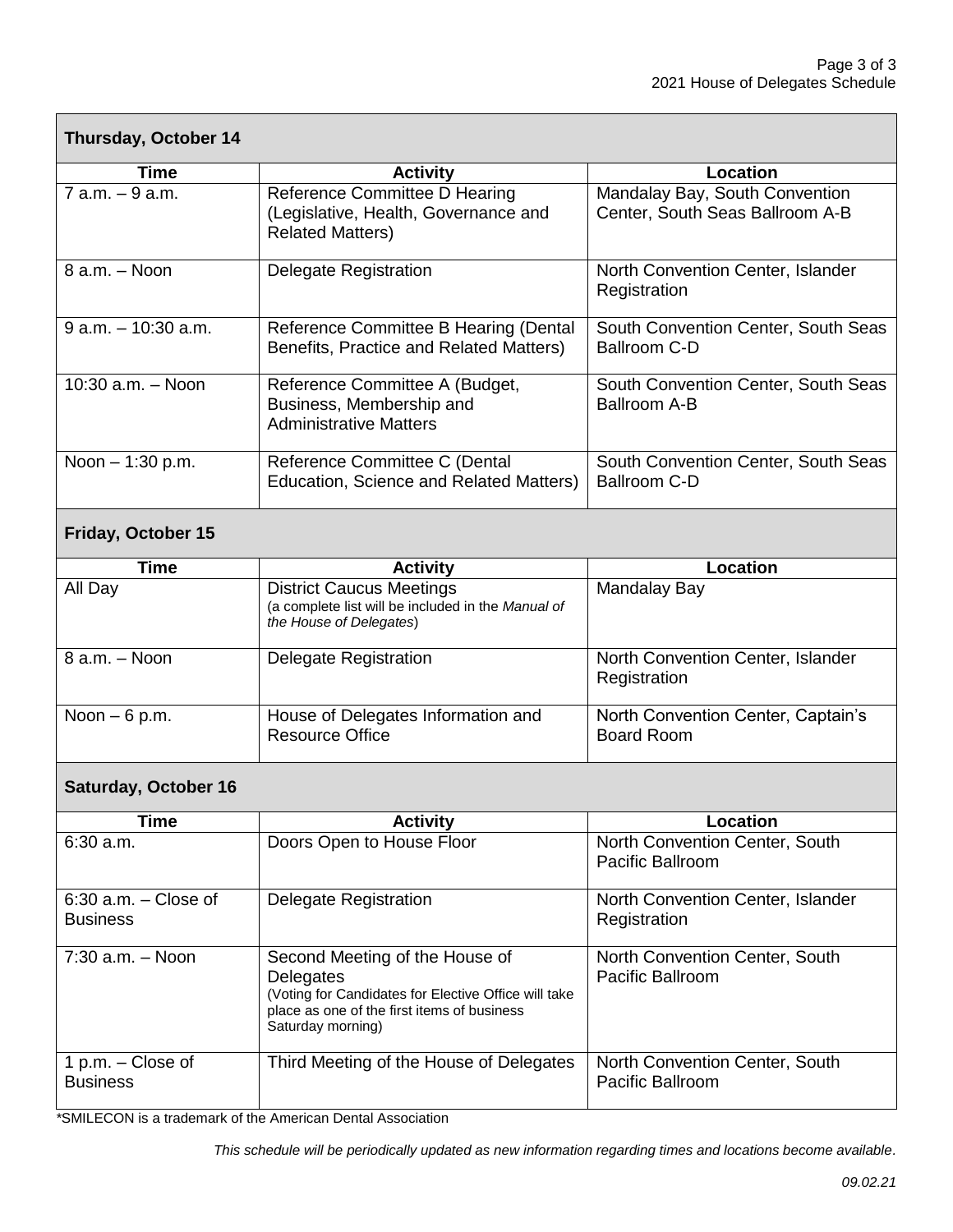## Thursday, October 14

| Time | Activity | Location |
|---|---|---|
| 7 a.m. – 9 a.m. | Reference Committee D Hearing (Legislative, Health, Governance and Related Matters) | Mandalay Bay, South Convention Center, South Seas Ballroom A-B |
| 8 a.m. – Noon | Delegate Registration | North Convention Center, Islander Registration |
| 9 a.m. – 10:30 a.m. | Reference Committee B Hearing (Dental Benefits, Practice and Related Matters) | South Convention Center, South Seas Ballroom C-D |
| 10:30 a.m. – Noon | Reference Committee A (Budget, Business, Membership and Administrative Matters | South Convention Center, South Seas Ballroom A-B |
| Noon – 1:30 p.m. | Reference Committee C (Dental Education, Science and Related Matters) | South Convention Center, South Seas Ballroom C-D |

## Friday, October 15

| Time | Activity | Location |
|---|---|---|
| All Day | District Caucus Meetings (a complete list will be included in the *Manual of the House of Delegates*) | Mandalay Bay |
| 8 a.m. – Noon | Delegate Registration | North Convention Center, Islander Registration |
| Noon – 6 p.m. | House of Delegates Information and Resource Office | North Convention Center, Captain's Board Room |

## Saturday, October 16

| Time | Activity | Location |
|---|---|---|
| 6:30 a.m. | Doors Open to House Floor | North Convention Center, South Pacific Ballroom |
| 6:30 a.m. – Close of Business | Delegate Registration | North Convention Center, Islander Registration |
| 7:30 a.m. – Noon | Second Meeting of the House of Delegates (Voting for Candidates for Elective Office will take place as one of the first items of business Saturday morning) | North Convention Center, South Pacific Ballroom |
| 1 p.m. – Close of Business | Third Meeting of the House of Delegates | North Convention Center, South Pacific Ballroom |

*SMILECON is a trademark of the American Dental Association

*This schedule will be periodically updated as new information regarding times and locations become available.*

*09.02.21*